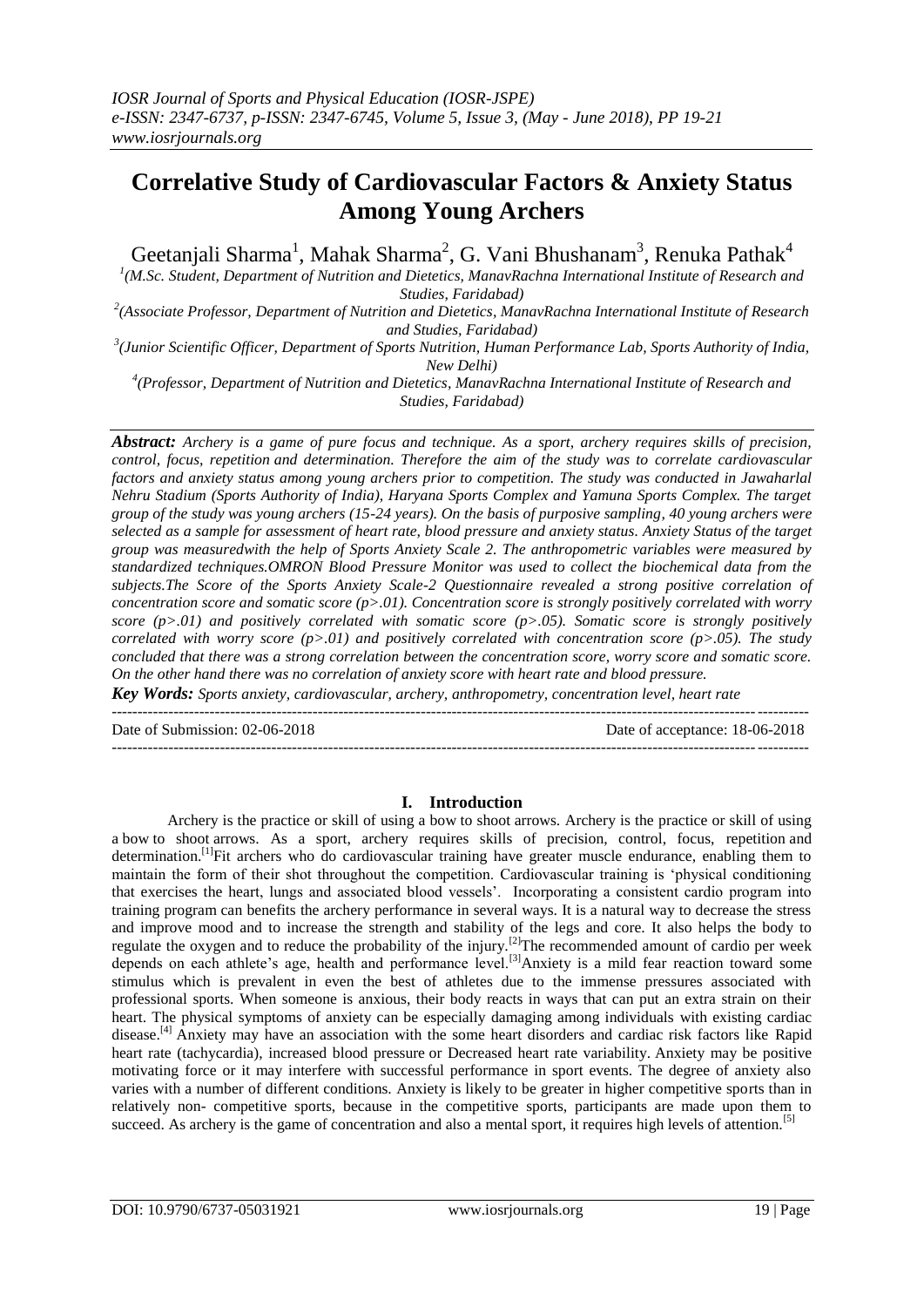# Correlative Study of Cardiovascular Factors & Anxiety Status Among Young Archers

Geetanjali Sharma[1], Mahak Sharma[2], G. Vani Bhushanam[3], Renuka Pathak[4]

[1](M.Sc. Student, Department of Nutrition and Dietetics, ManavRachna International Institute of Research and Studies, Faridabad)

[2](Associate Professor, Department of Nutrition and Dietetics, ManavRachna International Institute of Research and Studies, Faridabad)

[3](Junior Scientific Officer, Department of Sports Nutrition, Human Performance Lab, Sports Authority of India, New Delhi)

[4](Professor, Department of Nutrition and Dietetics, ManavRachna International Institute of Research and Studies, Faridabad)

***Abstract:*** *Archery is a game of pure focus and technique. As a sport, archery requires skills of precision, control, focus, repetition and determination. Therefore the aim of the study was to correlate cardiovascular factors and anxiety status among young archers prior to competition. The study was conducted in Jawaharlal Nehru Stadium (Sports Authority of India), Haryana Sports Complex and Yamuna Sports Complex. The target group of the study was young archers (15-24 years). On the basis of purposive sampling, 40 young archers were selected as a sample for assessment of heart rate, blood pressure and anxiety status. Anxiety Status of the target group was measuredwith the help of Sports Anxiety Scale 2. The anthropometric variables were measured by standardized techniques.OMRON Blood Pressure Monitor was used to collect the biochemical data from the subjects.The Score of the Sports Anxiety Scale-2 Questionnaire revealed a strong positive correlation of concentration score and somatic score ($p>.01$). Concentration score is strongly positively correlated with worry score ($p>.01$) and positively correlated with somatic score ($p>.05$). Somatic score is strongly positively correlated with worry score ($p>.01$) and positively correlated with concentration score ($p>.05$). The study concluded that there was a strong correlation between the concentration score, worry score and somatic score. On the other hand there was no correlation of anxiety score with heart rate and blood pressure.*

***Key Words:*** *Sports anxiety, cardiovascular, archery, anthropometry, concentration level, heart rate*

Date of Submission: 02-06-2018 — Date of acceptance: 18-06-2018

## I. Introduction

Archery is the practice or skill of using a bow to shoot arrows. Archery is the practice or skill of using a bow to shoot arrows. As a sport, archery requires skills of precision, control, focus, repetition and determination.[1]Fit archers who do cardiovascular training have greater muscle endurance, enabling them to maintain the form of their shot throughout the competition. Cardiovascular training is 'physical conditioning that exercises the heart, lungs and associated blood vessels'. Incorporating a consistent cardio program into training program can benefits the archery performance in several ways. It is a natural way to decrease the stress and improve mood and to increase the strength and stability of the legs and core. It also helps the body to regulate the oxygen and to reduce the probability of the injury.[2]The recommended amount of cardio per week depends on each athlete's age, health and performance level.[3]Anxiety is a mild fear reaction toward some stimulus which is prevalent in even the best of athletes due to the immense pressures associated with professional sports. When someone is anxious, their body reacts in ways that can put an extra strain on their heart. The physical symptoms of anxiety can be especially damaging among individuals with existing cardiac disease.[4] Anxiety may have an association with the some heart disorders and cardiac risk factors like Rapid heart rate (tachycardia), increased blood pressure or Decreased heart rate variability. Anxiety may be positive motivating force or it may interfere with successful performance in sport events. The degree of anxiety also varies with a number of different conditions. Anxiety is likely to be greater in higher competitive sports than in relatively non- competitive sports, because in the competitive sports, participants are made upon them to succeed. As archery is the game of concentration and also a mental sport, it requires high levels of attention.[5]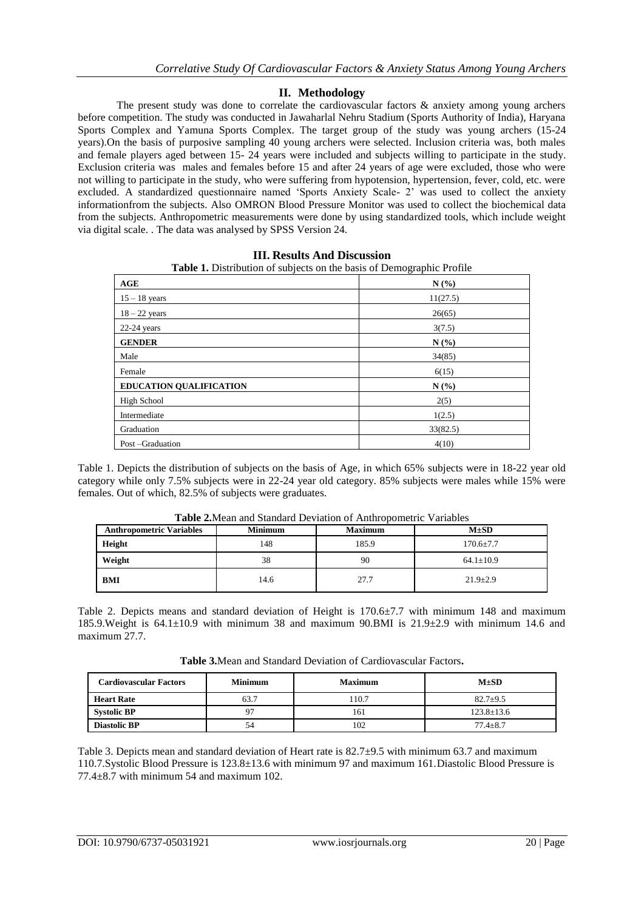## II. Methodology

The present study was done to correlate the cardiovascular factors & anxiety among young archers before competition. The study was conducted in Jawaharlal Nehru Stadium (Sports Authority of India), Haryana Sports Complex and Yamuna Sports Complex. The target group of the study was young archers (15-24 years).On the basis of purposive sampling 40 young archers were selected. Inclusion criteria was, both males and female players aged between 15- 24 years were included and subjects willing to participate in the study. Exclusion criteria was males and females before 15 and after 24 years of age were excluded, those who were not willing to participate in the study, who were suffering from hypotension, hypertension, fever, cold, etc. were excluded. A standardized questionnaire named 'Sports Anxiety Scale- 2' was used to collect the anxiety informationfrom the subjects. Also OMRON Blood Pressure Monitor was used to collect the biochemical data from the subjects. Anthropometric measurements were done by using standardized tools, which include weight via digital scale. . The data was analysed by SPSS Version 24.

## III. Results And Discussion

**Table 1.** Distribution of subjects on the basis of Demographic Profile

| **AGE** | **N (%)** |
|---|---|
| 15 – 18 years | 11(27.5) |
| 18 – 22 years | 26(65) |
| 22-24 years | 3(7.5) |
| **GENDER** | **N (%)** |
| Male | 34(85) |
| Female | 6(15) |
| **EDUCATION QUALIFICATION** | **N (%)** |
| High School | 2(5) |
| Intermediate | 1(2.5) |
| Graduation | 33(82.5) |
| Post –Graduation | 4(10) |

Table 1. Depicts the distribution of subjects on the basis of Age, in which 65% subjects were in 18-22 year old category while only 7.5% subjects were in 22-24 year old category. 85% subjects were males while 15% were females. Out of which, 82.5% of subjects were graduates.

**Table 2.**Mean and Standard Deviation of Anthropometric Variables

| **Anthropometric Variables** | **Minimum** | **Maximum** | **M±SD** |
|---|---|---|---|
| **Height** | 148 | 185.9 | 170.6±7.7 |
| **Weight** | 38 | 90 | 64.1±10.9 |
| **BMI** | 14.6 | 27.7 | 21.9±2.9 |

Table 2. Depicts means and standard deviation of Height is 170.6±7.7 with minimum 148 and maximum 185.9.Weight is 64.1±10.9 with minimum 38 and maximum 90.BMI is 21.9±2.9 with minimum 14.6 and maximum 27.7.

**Table 3.**Mean and Standard Deviation of Cardiovascular Factors**.**

| **Cardiovascular Factors** | **Minimum** | **Maximum** | **M±SD** |
|---|---|---|---|
| **Heart Rate** | 63.7 | 110.7 | 82.7±9.5 |
| **Systolic BP** | 97 | 161 | 123.8±13.6 |
| **Diastolic BP** | 54 | 102 | 77.4±8.7 |

Table 3. Depicts mean and standard deviation of Heart rate is 82.7±9.5 with minimum 63.7 and maximum 110.7.Systolic Blood Pressure is 123.8±13.6 with minimum 97 and maximum 161.Diastolic Blood Pressure is 77.4±8.7 with minimum 54 and maximum 102.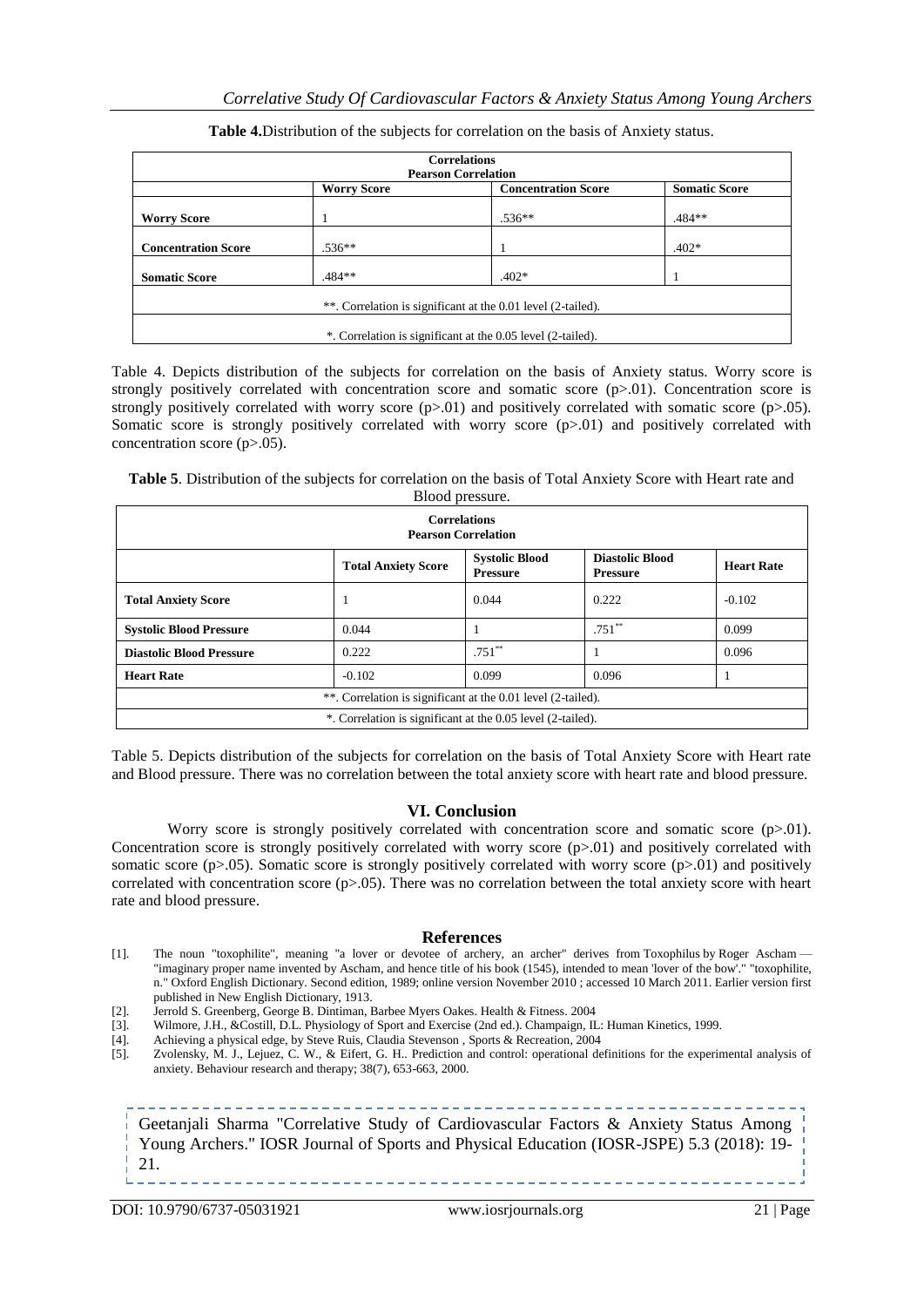**Table 4.** Distribution of the subjects for correlation on the basis of Anxiety status.

| Correlations Pearson Correlation | | | |
|---|---|---|---|
| | **Worry Score** | **Concentration Score** | **Somatic Score** |
| **Worry Score** | 1 | .536** | .484** |
| **Concentration Score** | .536** | 1 | .402* |
| **Somatic Score** | .484** | .402* | 1 |
| **. Correlation is significant at the 0.01 level (2-tailed). | | | |
| *. Correlation is significant at the 0.05 level (2-tailed). | | | |

Table 4. Depicts distribution of the subjects for correlation on the basis of Anxiety status. Worry score is strongly positively correlated with concentration score and somatic score (p>.01). Concentration score is strongly positively correlated with worry score (p>.01) and positively correlated with somatic score (p>.05). Somatic score is strongly positively correlated with worry score (p>.01) and positively correlated with concentration score (p>.05).

**Table 5**. Distribution of the subjects for correlation on the basis of Total Anxiety Score with Heart rate and Blood pressure.

| Correlations Pearson Correlation | | | | |
|---|---|---|---|---|
| | **Total Anxiety Score** | **Systolic Blood Pressure** | **Diastolic Blood Pressure** | **Heart Rate** |
| **Total Anxiety Score** | 1 | 0.044 | 0.222 | -0.102 |
| **Systolic Blood Pressure** | 0.044 | 1 | .751** | 0.099 |
| **Diastolic Blood Pressure** | 0.222 | .751** | 1 | 0.096 |
| **Heart Rate** | -0.102 | 0.099 | 0.096 | 1 |
| **. Correlation is significant at the 0.01 level (2-tailed). | | | | |
| *. Correlation is significant at the 0.05 level (2-tailed). | | | | |

Table 5. Depicts distribution of the subjects for correlation on the basis of Total Anxiety Score with Heart rate and Blood pressure. There was no correlation between the total anxiety score with heart rate and blood pressure.

## VI. Conclusion

Worry score is strongly positively correlated with concentration score and somatic score (p>.01). Concentration score is strongly positively correlated with worry score (p>.01) and positively correlated with somatic score (p>.05). Somatic score is strongly positively correlated with worry score (p>.01) and positively correlated with concentration score (p>.05). There was no correlation between the total anxiety score with heart rate and blood pressure.

## References

[1]. The noun "toxophilite", meaning "a lover or devotee of archery, an archer" derives from Toxophilus by Roger Ascham — "imaginary proper name invented by Ascham, and hence title of his book (1545), intended to mean 'lover of the bow'." "toxophilite, n." Oxford English Dictionary. Second edition, 1989; online version November 2010 ; accessed 10 March 2011. Earlier version first published in New English Dictionary, 1913.

[2]. Jerrold S. Greenberg, George B. Dintiman, Barbee Myers Oakes. Health & Fitness. 2004

[3]. Wilmore, J.H., &Costill, D.L. Physiology of Sport and Exercise (2nd ed.). Champaign, IL: Human Kinetics, 1999.

[4]. Achieving a physical edge, by Steve Ruis, Claudia Stevenson , Sports & Recreation, 2004

[5]. Zvolensky, M. J., Lejuez, C. W., & Eifert, G. H.. Prediction and control: operational definitions for the experimental analysis of anxiety. Behaviour research and therapy; 38(7), 653-663, 2000.

Geetanjali Sharma "Correlative Study of Cardiovascular Factors & Anxiety Status Among Young Archers." IOSR Journal of Sports and Physical Education (IOSR-JSPE) 5.3 (2018): 19-21.